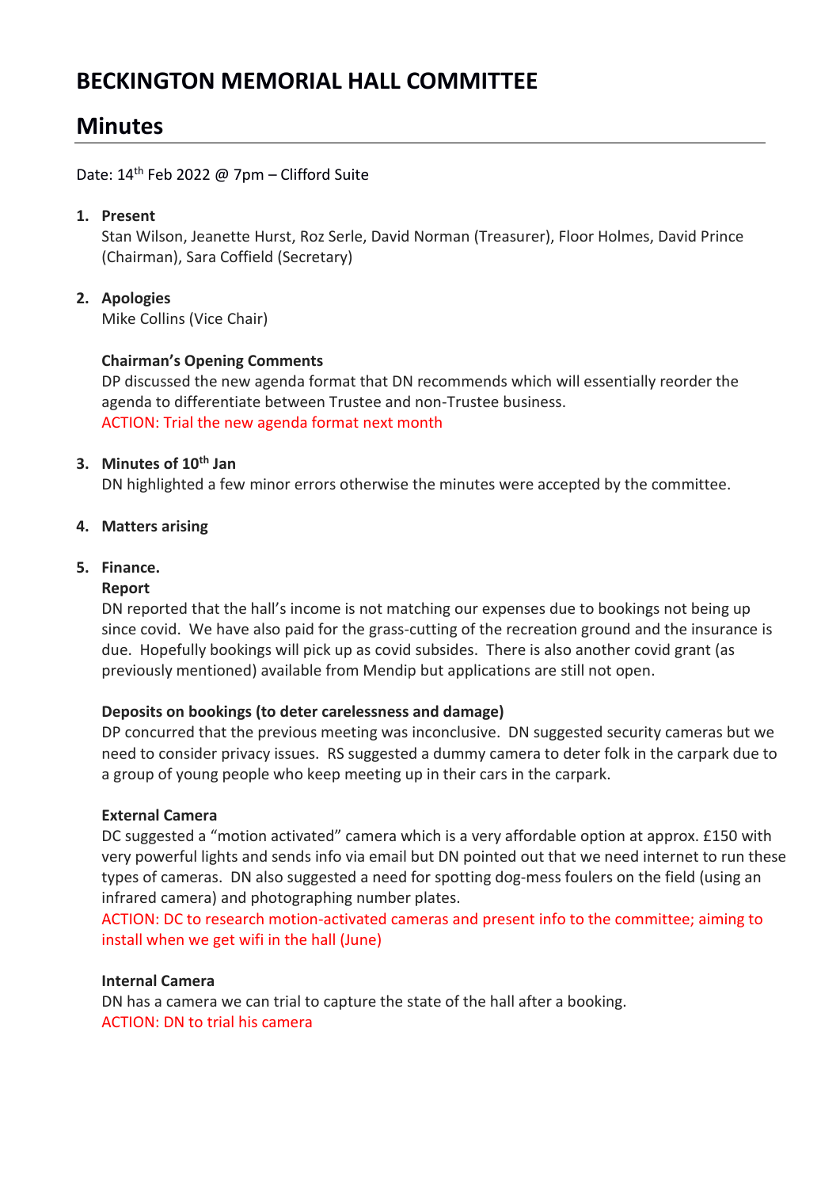# BECKINGTON MEMORIAL HALL COMMITTEE

## Minutes

Date: 14th Feb 2022 @ 7pm – Clifford Suite

1. **Present**
   Stan Wilson, Jeanette Hurst, Roz Serle, David Norman (Treasurer), Floor Holmes, David Prince (Chairman), Sara Coffield (Secretary)

2. **Apologies**
   Mike Collins (Vice Chair)

   **Chairman's Opening Comments**
   DP discussed the new agenda format that DN recommends which will essentially reorder the agenda to differentiate between Trustee and non-Trustee business.
   ACTION: Trial the new agenda format next month

3. **Minutes of 10th Jan**
   DN highlighted a few minor errors otherwise the minutes were accepted by the committee.

4. **Matters arising**

5. **Finance.**
   **Report**
   DN reported that the hall's income is not matching our expenses due to bookings not being up since covid. We have also paid for the grass-cutting of the recreation ground and the insurance is due. Hopefully bookings will pick up as covid subsides. There is also another covid grant (as previously mentioned) available from Mendip but applications are still not open.

   **Deposits on bookings (to deter carelessness and damage)**
   DP concurred that the previous meeting was inconclusive. DN suggested security cameras but we need to consider privacy issues. RS suggested a dummy camera to deter folk in the carpark due to a group of young people who keep meeting up in their cars in the carpark.

   **External Camera**
   DC suggested a "motion activated" camera which is a very affordable option at approx. £150 with very powerful lights and sends info via email but DN pointed out that we need internet to run these types of cameras. DN also suggested a need for spotting dog-mess foulers on the field (using an infrared camera) and photographing number plates.
   ACTION: DC to research motion-activated cameras and present info to the committee; aiming to install when we get wifi in the hall (June)

   **Internal Camera**
   DN has a camera we can trial to capture the state of the hall after a booking.
   ACTION: DN to trial his camera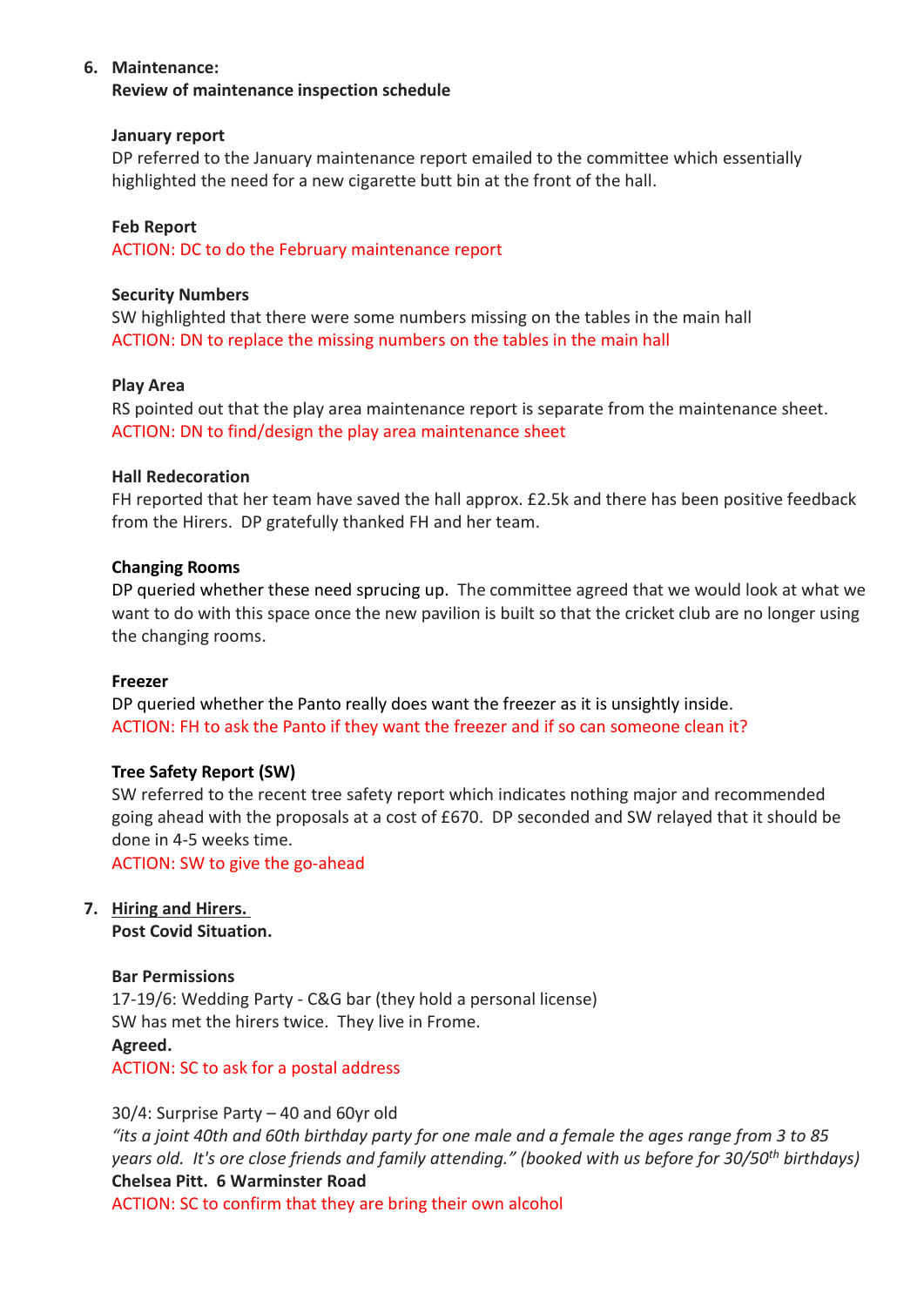6. **Maintenance:**
   **Review of maintenance inspection schedule**

   **January report**
   DP referred to the January maintenance report emailed to the committee which essentially highlighted the need for a new cigarette butt bin at the front of the hall.

   **Feb Report**
   ACTION: DC to do the February maintenance report

   **Security Numbers**
   SW highlighted that there were some numbers missing on the tables in the main hall
   ACTION: DN to replace the missing numbers on the tables in the main hall

   **Play Area**
   RS pointed out that the play area maintenance report is separate from the maintenance sheet.
   ACTION: DN to find/design the play area maintenance sheet

   **Hall Redecoration**
   FH reported that her team have saved the hall approx. £2.5k and there has been positive feedback from the Hirers. DP gratefully thanked FH and her team.

   **Changing Rooms**
   DP queried whether these need sprucing up. The committee agreed that we would look at what we want to do with this space once the new pavilion is built so that the cricket club are no longer using the changing rooms.

   **Freezer**
   DP queried whether the Panto really does want the freezer as it is unsightly inside.
   ACTION: FH to ask the Panto if they want the freezer and if so can someone clean it?

   **Tree Safety Report (SW)**
   SW referred to the recent tree safety report which indicates nothing major and recommended going ahead with the proposals at a cost of £670. DP seconded and SW relayed that it should be done in 4-5 weeks time.
   ACTION: SW to give the go-ahead

7. **Hiring and Hirers.**
   **Post Covid Situation.**

   **Bar Permissions**
   17-19/6: Wedding Party - C&G bar (they hold a personal license)
   SW has met the hirers twice. They live in Frome.
   **Agreed.**
   ACTION: SC to ask for a postal address

   30/4: Surprise Party – 40 and 60yr old
   *"its a joint 40th and 60th birthday party for one male and a female the ages range from 3 to 85 years old. It's ore close friends and family attending." (booked with us before for 30/50th birthdays)*
   **Chelsea Pitt. 6 Warminster Road**
   ACTION: SC to confirm that they are bring their own alcohol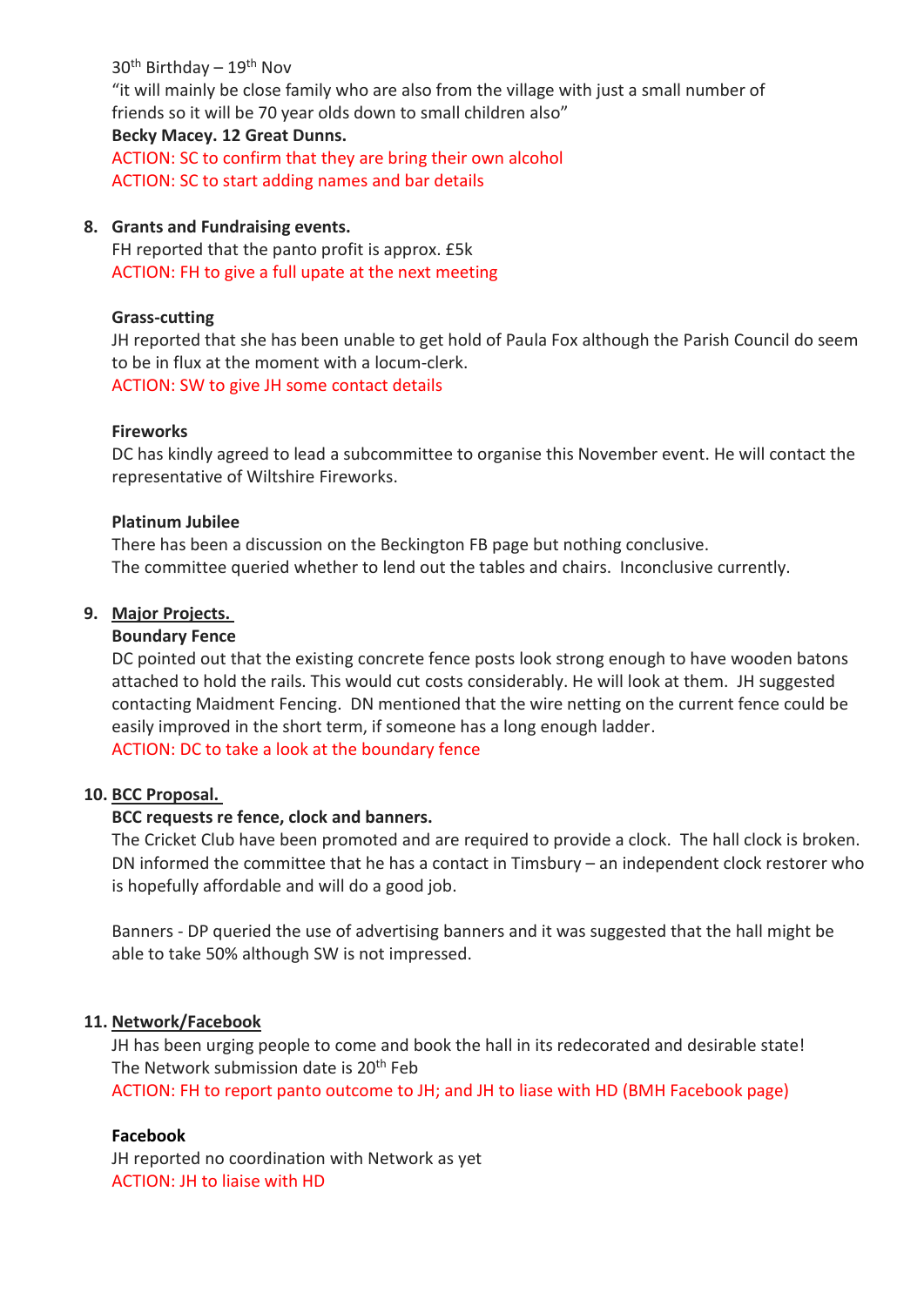30th Birthday – 19th Nov

"it will mainly be close family who are also from the village with just a small number of friends so it will be 70 year olds down to small children also"

**Becky Macey. 12 Great Dunns.**

ACTION: SC to confirm that they are bring their own alcohol

ACTION: SC to start adding names and bar details

8. **Grants and Fundraising events.**

FH reported that the panto profit is approx. £5k

ACTION: FH to give a full upate at the next meeting

**Grass-cutting**

JH reported that she has been unable to get hold of Paula Fox although the Parish Council do seem to be in flux at the moment with a locum-clerk.

ACTION: SW to give JH some contact details

**Fireworks**

DC has kindly agreed to lead a subcommittee to organise this November event. He will contact the representative of Wiltshire Fireworks.

**Platinum Jubilee**

There has been a discussion on the Beckington FB page but nothing conclusive.

The committee queried whether to lend out the tables and chairs. Inconclusive currently.

9. **Major Projects.**

**Boundary Fence**

DC pointed out that the existing concrete fence posts look strong enough to have wooden batons attached to hold the rails. This would cut costs considerably. He will look at them. JH suggested contacting Maidment Fencing. DN mentioned that the wire netting on the current fence could be easily improved in the short term, if someone has a long enough ladder.

ACTION: DC to take a look at the boundary fence

10. **BCC Proposal.**

**BCC requests re fence, clock and banners.**

The Cricket Club have been promoted and are required to provide a clock. The hall clock is broken. DN informed the committee that he has a contact in Timsbury – an independent clock restorer who is hopefully affordable and will do a good job.

Banners - DP queried the use of advertising banners and it was suggested that the hall might be able to take 50% although SW is not impressed.

11. **Network/Facebook**

JH has been urging people to come and book the hall in its redecorated and desirable state!

The Network submission date is 20th Feb

ACTION: FH to report panto outcome to JH; and JH to liase with HD (BMH Facebook page)

**Facebook**

JH reported no coordination with Network as yet

ACTION: JH to liaise with HD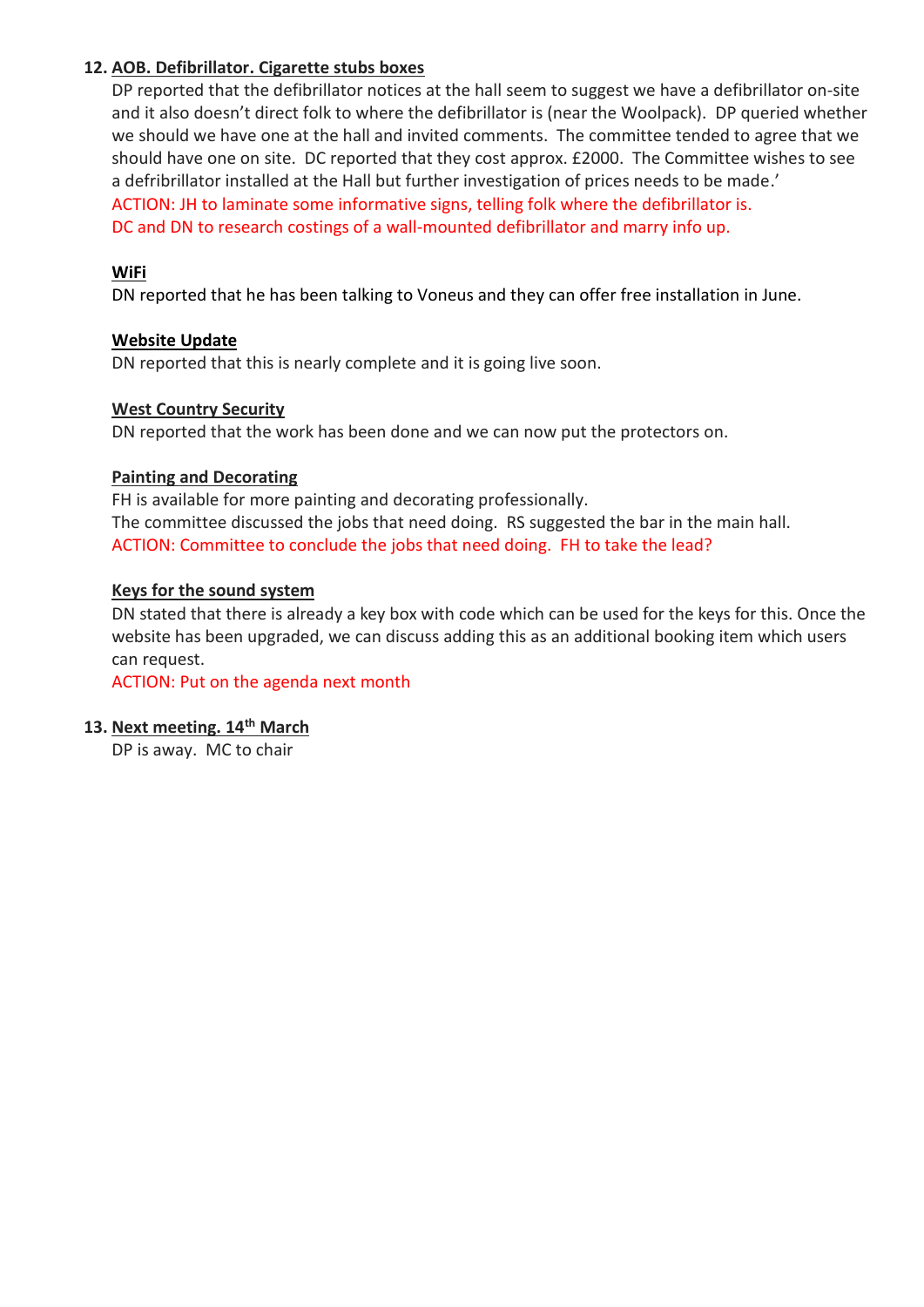12. **AOB. Defibrillator. Cigarette stubs boxes**

DP reported that the defibrillator notices at the hall seem to suggest we have a defibrillator on-site and it also doesn't direct folk to where the defibrillator is (near the Woolpack). DP queried whether we should we have one at the hall and invited comments. The committee tended to agree that we should have one on site. DC reported that they cost approx. £2000. The Committee wishes to see a defribrillator installed at the Hall but further investigation of prices needs to be made.'

ACTION: JH to laminate some informative signs, telling folk where the defibrillator is.
DC and DN to research costings of a wall-mounted defibrillator and marry info up.

**WiFi**

DN reported that he has been talking to Voneus and they can offer free installation in June.

**Website Update**

DN reported that this is nearly complete and it is going live soon.

**West Country Security**

DN reported that the work has been done and we can now put the protectors on.

**Painting and Decorating**

FH is available for more painting and decorating professionally.
The committee discussed the jobs that need doing. RS suggested the bar in the main hall.
ACTION: Committee to conclude the jobs that need doing. FH to take the lead?

**Keys for the sound system**

DN stated that there is already a key box with code which can be used for the keys for this. Once the website has been upgraded, we can discuss adding this as an additional booking item which users can request.
ACTION: Put on the agenda next month

13. **Next meeting. 14th March**

DP is away. MC to chair